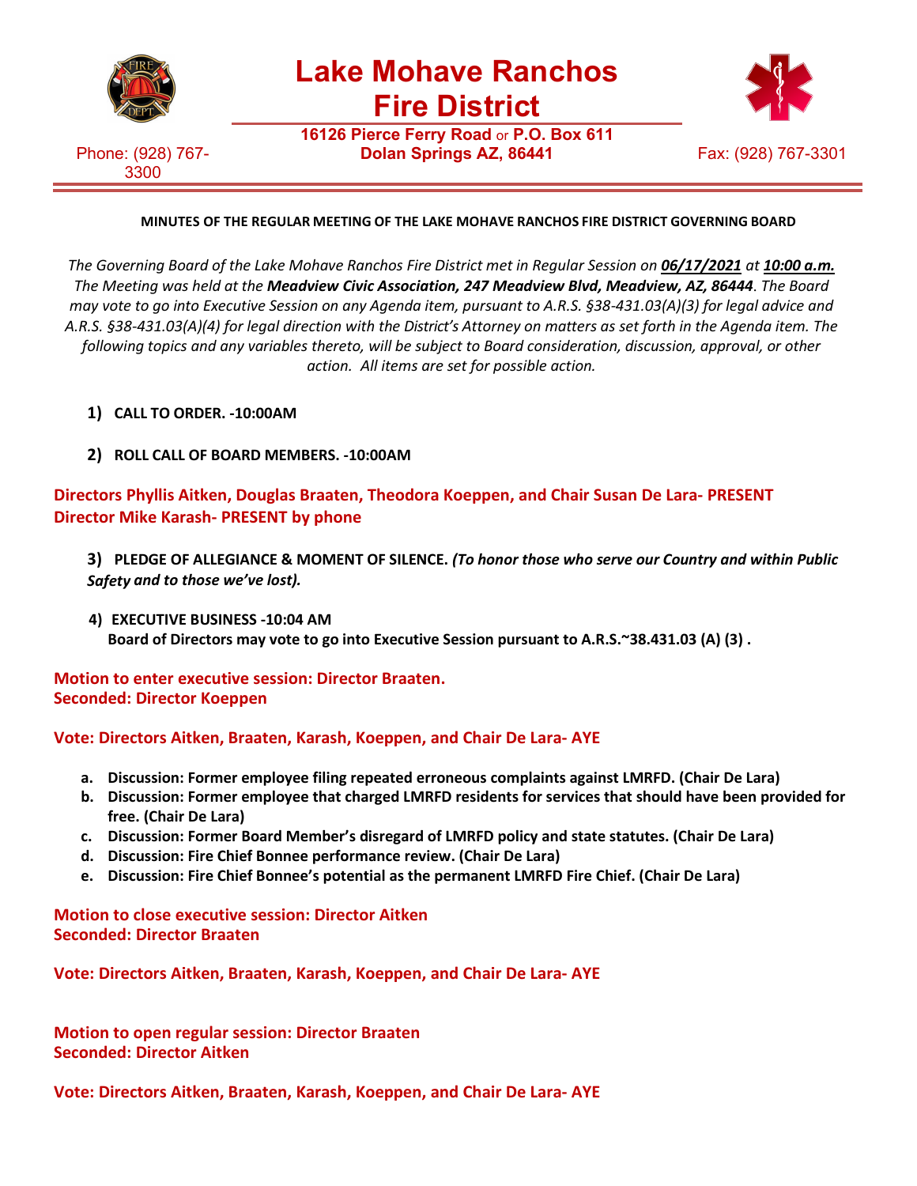# Lake Mohave Ranchos Fire District

**16126 Pierce Ferry Road** or **P.O. Box 611**
**Dolan Springs AZ, 86441**

Phone: (928) 767-3300

Fax: (928) 767-3301

**MINUTES OF THE REGULAR MEETING OF THE LAKE MOHAVE RANCHOS FIRE DISTRICT GOVERNING BOARD**

*The Governing Board of the Lake Mohave Ranchos Fire District met in Regular Session on **06/17/2021** at **10:00 a.m.** The Meeting was held at the **Meadview Civic Association, 247 Meadview Blvd, Meadview, AZ, 86444**. The Board may vote to go into Executive Session on any Agenda item, pursuant to A.R.S. §38-431.03(A)(3) for legal advice and A.R.S. §38-431.03(A)(4) for legal direction with the District's Attorney on matters as set forth in the Agenda item. The following topics and any variables thereto, will be subject to Board consideration, discussion, approval, or other action. All items are set for possible action.*

**1) CALL TO ORDER. -10:00AM**

**2) ROLL CALL OF BOARD MEMBERS. -10:00AM**

**Directors Phyllis Aitken, Douglas Braaten, Theodora Koeppen, and Chair Susan De Lara- PRESENT**
**Director Mike Karash- PRESENT by phone**

**3) PLEDGE OF ALLEGIANCE & MOMENT OF SILENCE.** ***(To honor those who serve our Country and within Public Safety and to those we've lost).***

**4) EXECUTIVE BUSINESS -10:04 AM**
**Board of Directors may vote to go into Executive Session pursuant to A.R.S.~38.431.03 (A) (3) .**

**Motion to enter executive session: Director Braaten.**
**Seconded: Director Koeppen**

**Vote: Directors Aitken, Braaten, Karash, Koeppen, and Chair De Lara- AYE**

a. **Discussion: Former employee filing repeated erroneous complaints against LMRFD. (Chair De Lara)**
b. **Discussion: Former employee that charged LMRFD residents for services that should have been provided for free. (Chair De Lara)**
c. **Discussion: Former Board Member's disregard of LMRFD policy and state statutes. (Chair De Lara)**
d. **Discussion: Fire Chief Bonnee performance review. (Chair De Lara)**
e. **Discussion: Fire Chief Bonnee's potential as the permanent LMRFD Fire Chief. (Chair De Lara)**

**Motion to close executive session: Director Aitken**
**Seconded: Director Braaten**

**Vote: Directors Aitken, Braaten, Karash, Koeppen, and Chair De Lara- AYE**

**Motion to open regular session: Director Braaten**
**Seconded: Director Aitken**

**Vote: Directors Aitken, Braaten, Karash, Koeppen, and Chair De Lara- AYE**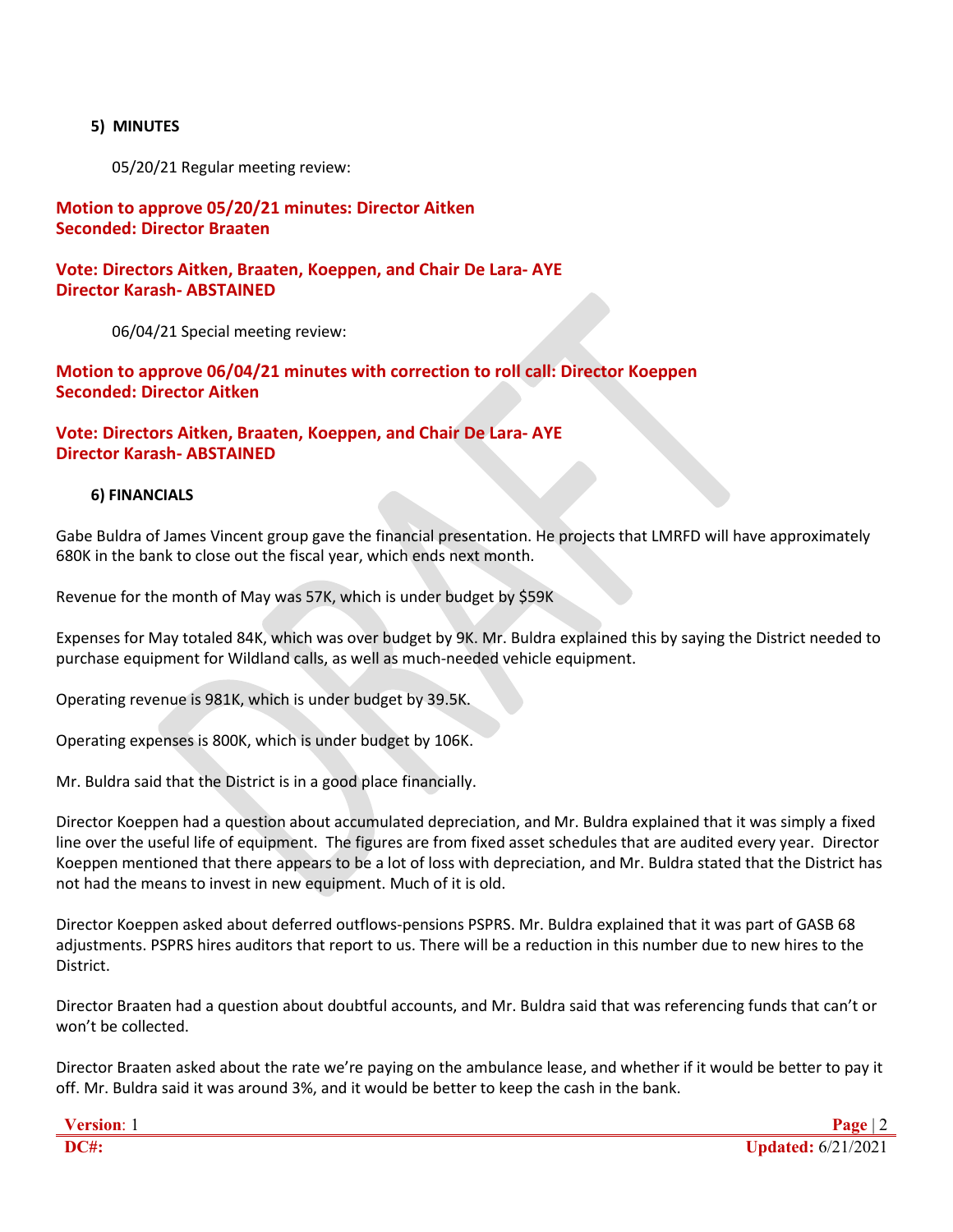### 5) MINUTES

05/20/21 Regular meeting review:

**Motion to approve 05/20/21 minutes: Director Aitken**
**Seconded: Director Braaten**

**Vote: Directors Aitken, Braaten, Koeppen, and Chair De Lara- AYE**
**Director Karash- ABSTAINED**

06/04/21 Special meeting review:

**Motion to approve 06/04/21 minutes with correction to roll call: Director Koeppen**
**Seconded: Director Aitken**

**Vote: Directors Aitken, Braaten, Koeppen, and Chair De Lara- AYE**
**Director Karash- ABSTAINED**

### 6) FINANCIALS

Gabe Buldra of James Vincent group gave the financial presentation. He projects that LMRFD will have approximately 680K in the bank to close out the fiscal year, which ends next month.

Revenue for the month of May was 57K, which is under budget by $59K

Expenses for May totaled 84K, which was over budget by 9K. Mr. Buldra explained this by saying the District needed to purchase equipment for Wildland calls, as well as much-needed vehicle equipment.

Operating revenue is 981K, which is under budget by 39.5K.

Operating expenses is 800K, which is under budget by 106K.

Mr. Buldra said that the District is in a good place financially.

Director Koeppen had a question about accumulated depreciation, and Mr. Buldra explained that it was simply a fixed line over the useful life of equipment. The figures are from fixed asset schedules that are audited every year. Director Koeppen mentioned that there appears to be a lot of loss with depreciation, and Mr. Buldra stated that the District has not had the means to invest in new equipment. Much of it is old.

Director Koeppen asked about deferred outflows-pensions PSPRS. Mr. Buldra explained that it was part of GASB 68 adjustments. PSPRS hires auditors that report to us. There will be a reduction in this number due to new hires to the District.

Director Braaten had a question about doubtful accounts, and Mr. Buldra said that was referencing funds that can't or won't be collected.

Director Braaten asked about the rate we're paying on the ambulance lease, and whether if it would be better to pay it off. Mr. Buldra said it was around 3%, and it would be better to keep the cash in the bank.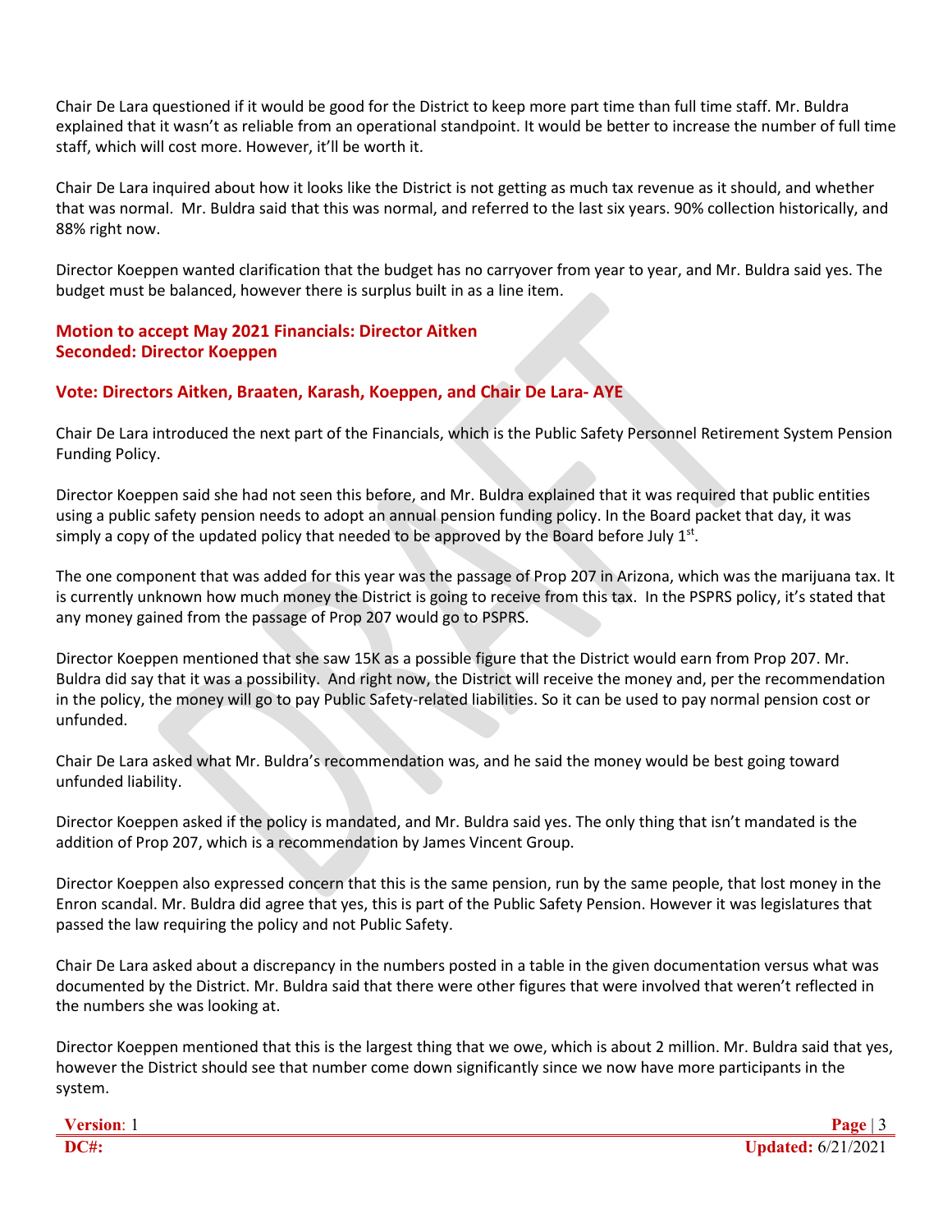Chair De Lara questioned if it would be good for the District to keep more part time than full time staff. Mr. Buldra explained that it wasn't as reliable from an operational standpoint. It would be better to increase the number of full time staff, which will cost more. However, it'll be worth it.

Chair De Lara inquired about how it looks like the District is not getting as much tax revenue as it should, and whether that was normal. Mr. Buldra said that this was normal, and referred to the last six years. 90% collection historically, and 88% right now.

Director Koeppen wanted clarification that the budget has no carryover from year to year, and Mr. Buldra said yes. The budget must be balanced, however there is surplus built in as a line item.

**Motion to accept May 2021 Financials: Director Aitken**
**Seconded: Director Koeppen**

**Vote: Directors Aitken, Braaten, Karash, Koeppen, and Chair De Lara- AYE**

Chair De Lara introduced the next part of the Financials, which is the Public Safety Personnel Retirement System Pension Funding Policy.

Director Koeppen said she had not seen this before, and Mr. Buldra explained that it was required that public entities using a public safety pension needs to adopt an annual pension funding policy. In the Board packet that day, it was simply a copy of the updated policy that needed to be approved by the Board before July 1st.

The one component that was added for this year was the passage of Prop 207 in Arizona, which was the marijuana tax. It is currently unknown how much money the District is going to receive from this tax. In the PSPRS policy, it's stated that any money gained from the passage of Prop 207 would go to PSPRS.

Director Koeppen mentioned that she saw 15K as a possible figure that the District would earn from Prop 207. Mr. Buldra did say that it was a possibility. And right now, the District will receive the money and, per the recommendation in the policy, the money will go to pay Public Safety-related liabilities. So it can be used to pay normal pension cost or unfunded.

Chair De Lara asked what Mr. Buldra's recommendation was, and he said the money would be best going toward unfunded liability.

Director Koeppen asked if the policy is mandated, and Mr. Buldra said yes. The only thing that isn't mandated is the addition of Prop 207, which is a recommendation by James Vincent Group.

Director Koeppen also expressed concern that this is the same pension, run by the same people, that lost money in the Enron scandal. Mr. Buldra did agree that yes, this is part of the Public Safety Pension. However it was legislatures that passed the law requiring the policy and not Public Safety.

Chair De Lara asked about a discrepancy in the numbers posted in a table in the given documentation versus what was documented by the District. Mr. Buldra said that there were other figures that were involved that weren't reflected in the numbers she was looking at.

Director Koeppen mentioned that this is the largest thing that we owe, which is about 2 million. Mr. Buldra said that yes, however the District should see that number come down significantly since we now have more participants in the system.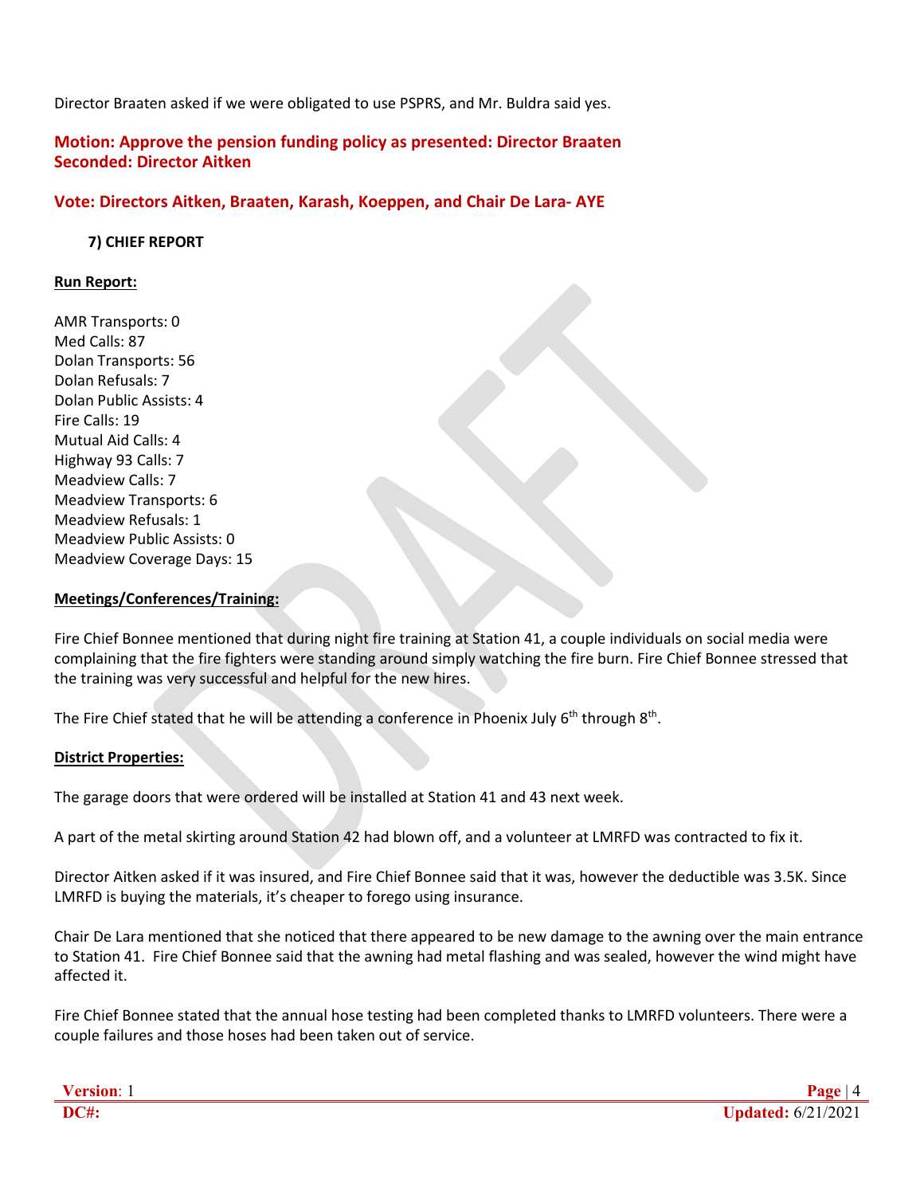Director Braaten asked if we were obligated to use PSPRS, and Mr. Buldra said yes.

**Motion: Approve the pension funding policy as presented: Director Braaten**
**Seconded: Director Aitken**

**Vote: Directors Aitken, Braaten, Karash, Koeppen, and Chair De Lara- AYE**

### 7) CHIEF REPORT

**Run Report:**

AMR Transports: 0
Med Calls: 87
Dolan Transports: 56
Dolan Refusals: 7
Dolan Public Assists: 4
Fire Calls: 19
Mutual Aid Calls: 4
Highway 93 Calls: 7
Meadview Calls: 7
Meadview Transports: 6
Meadview Refusals: 1
Meadview Public Assists: 0
Meadview Coverage Days: 15

**Meetings/Conferences/Training:**

Fire Chief Bonnee mentioned that during night fire training at Station 41, a couple individuals on social media were complaining that the fire fighters were standing around simply watching the fire burn. Fire Chief Bonnee stressed that the training was very successful and helpful for the new hires.

The Fire Chief stated that he will be attending a conference in Phoenix July 6th through 8th.

**District Properties:**

The garage doors that were ordered will be installed at Station 41 and 43 next week.

A part of the metal skirting around Station 42 had blown off, and a volunteer at LMRFD was contracted to fix it.

Director Aitken asked if it was insured, and Fire Chief Bonnee said that it was, however the deductible was 3.5K. Since LMRFD is buying the materials, it's cheaper to forego using insurance.

Chair De Lara mentioned that she noticed that there appeared to be new damage to the awning over the main entrance to Station 41. Fire Chief Bonnee said that the awning had metal flashing and was sealed, however the wind might have affected it.

Fire Chief Bonnee stated that the annual hose testing had been completed thanks to LMRFD volunteers. There were a couple failures and those hoses had been taken out of service.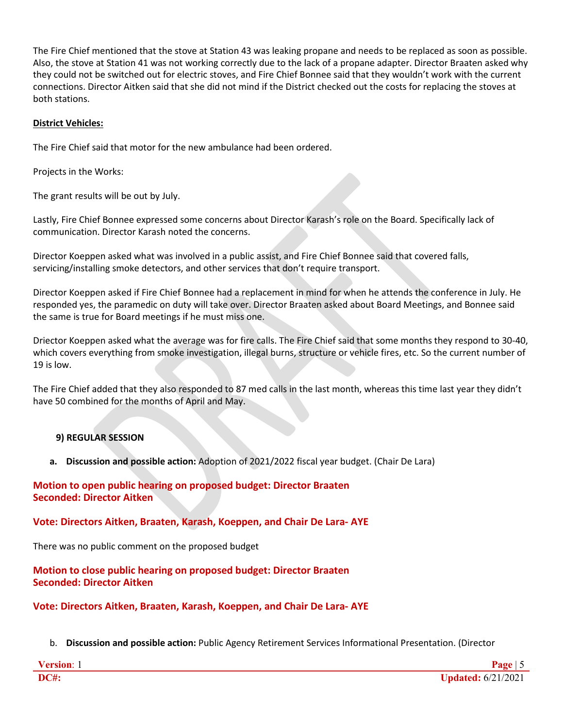The Fire Chief mentioned that the stove at Station 43 was leaking propane and needs to be replaced as soon as possible. Also, the stove at Station 41 was not working correctly due to the lack of a propane adapter. Director Braaten asked why they could not be switched out for electric stoves, and Fire Chief Bonnee said that they wouldn't work with the current connections. Director Aitken said that she did not mind if the District checked out the costs for replacing the stoves at both stations.

**District Vehicles:**

The Fire Chief said that motor for the new ambulance had been ordered.

Projects in the Works:

The grant results will be out by July.

Lastly, Fire Chief Bonnee expressed some concerns about Director Karash's role on the Board. Specifically lack of communication. Director Karash noted the concerns.

Director Koeppen asked what was involved in a public assist, and Fire Chief Bonnee said that covered falls, servicing/installing smoke detectors, and other services that don't require transport.

Director Koeppen asked if Fire Chief Bonnee had a replacement in mind for when he attends the conference in July. He responded yes, the paramedic on duty will take over. Director Braaten asked about Board Meetings, and Bonnee said the same is true for Board meetings if he must miss one.

Driector Koeppen asked what the average was for fire calls. The Fire Chief said that some months they respond to 30-40, which covers everything from smoke investigation, illegal burns, structure or vehicle fires, etc. So the current number of 19 is low.

The Fire Chief added that they also responded to 87 med calls in the last month, whereas this time last year they didn't have 50 combined for the months of April and May.

**9) REGULAR SESSION**

a. **Discussion and possible action:** Adoption of 2021/2022 fiscal year budget. (Chair De Lara)

**Motion to open public hearing on proposed budget: Director Braaten**
**Seconded: Director Aitken**

**Vote: Directors Aitken, Braaten, Karash, Koeppen, and Chair De Lara- AYE**

There was no public comment on the proposed budget

**Motion to close public hearing on proposed budget: Director Braaten**
**Seconded: Director Aitken**

**Vote: Directors Aitken, Braaten, Karash, Koeppen, and Chair De Lara- AYE**

b. **Discussion and possible action:** Public Agency Retirement Services Informational Presentation. (Director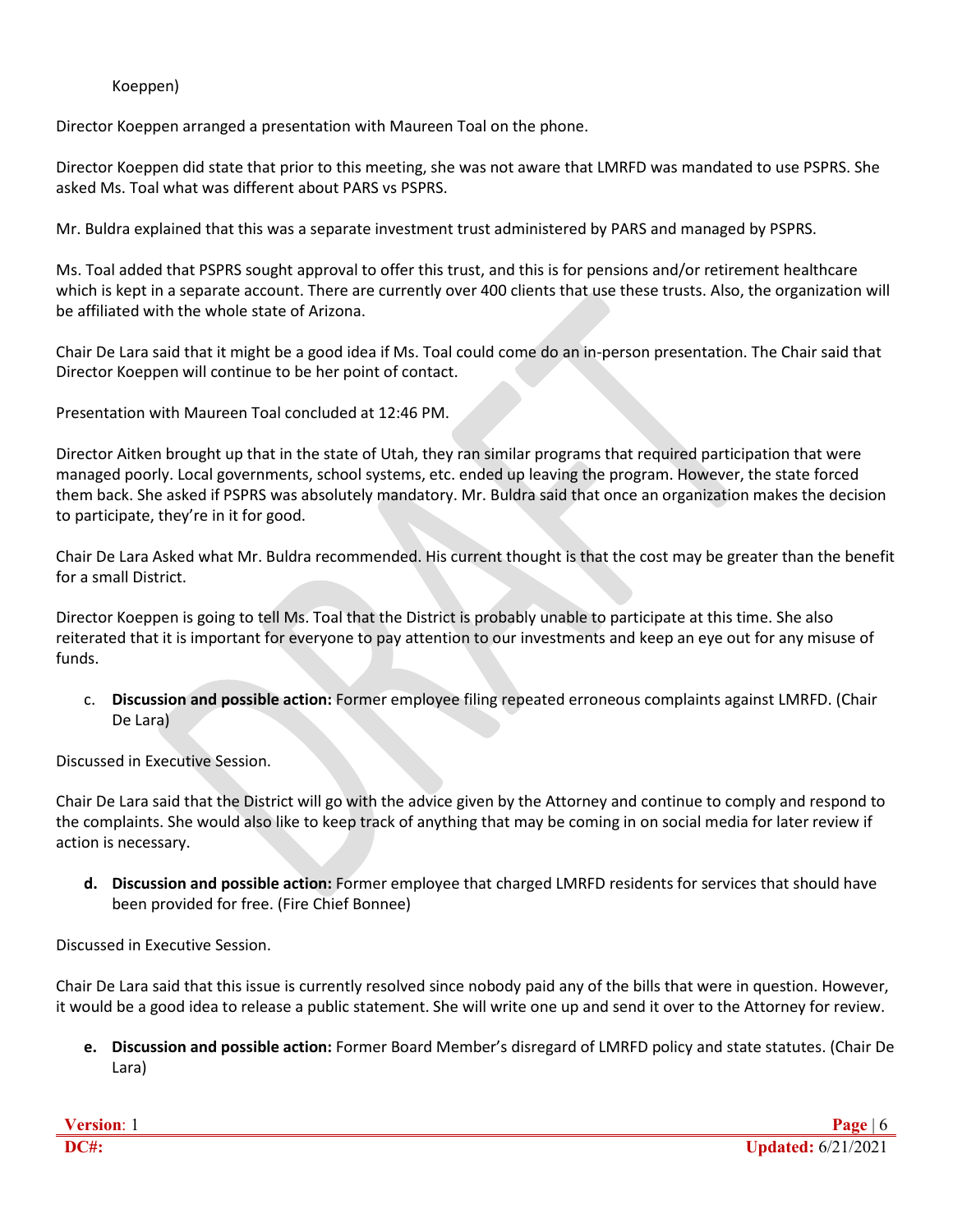Koeppen)

Director Koeppen arranged a presentation with Maureen Toal on the phone.

Director Koeppen did state that prior to this meeting, she was not aware that LMRFD was mandated to use PSPRS. She asked Ms. Toal what was different about PARS vs PSPRS.

Mr. Buldra explained that this was a separate investment trust administered by PARS and managed by PSPRS.

Ms. Toal added that PSPRS sought approval to offer this trust, and this is for pensions and/or retirement healthcare which is kept in a separate account. There are currently over 400 clients that use these trusts. Also, the organization will be affiliated with the whole state of Arizona.

Chair De Lara said that it might be a good idea if Ms. Toal could come do an in-person presentation. The Chair said that Director Koeppen will continue to be her point of contact.

Presentation with Maureen Toal concluded at 12:46 PM.

Director Aitken brought up that in the state of Utah, they ran similar programs that required participation that were managed poorly. Local governments, school systems, etc. ended up leaving the program. However, the state forced them back. She asked if PSPRS was absolutely mandatory. Mr. Buldra said that once an organization makes the decision to participate, they're in it for good.

Chair De Lara Asked what Mr. Buldra recommended. His current thought is that the cost may be greater than the benefit for a small District.

Director Koeppen is going to tell Ms. Toal that the District is probably unable to participate at this time. She also reiterated that it is important for everyone to pay attention to our investments and keep an eye out for any misuse of funds.

c. **Discussion and possible action:** Former employee filing repeated erroneous complaints against LMRFD. (Chair De Lara)

Discussed in Executive Session.

Chair De Lara said that the District will go with the advice given by the Attorney and continue to comply and respond to the complaints. She would also like to keep track of anything that may be coming in on social media for later review if action is necessary.

**d. Discussion and possible action:** Former employee that charged LMRFD residents for services that should have been provided for free. (Fire Chief Bonnee)

Discussed in Executive Session.

Chair De Lara said that this issue is currently resolved since nobody paid any of the bills that were in question. However, it would be a good idea to release a public statement. She will write one up and send it over to the Attorney for review.

**e. Discussion and possible action:** Former Board Member's disregard of LMRFD policy and state statutes. (Chair De Lara)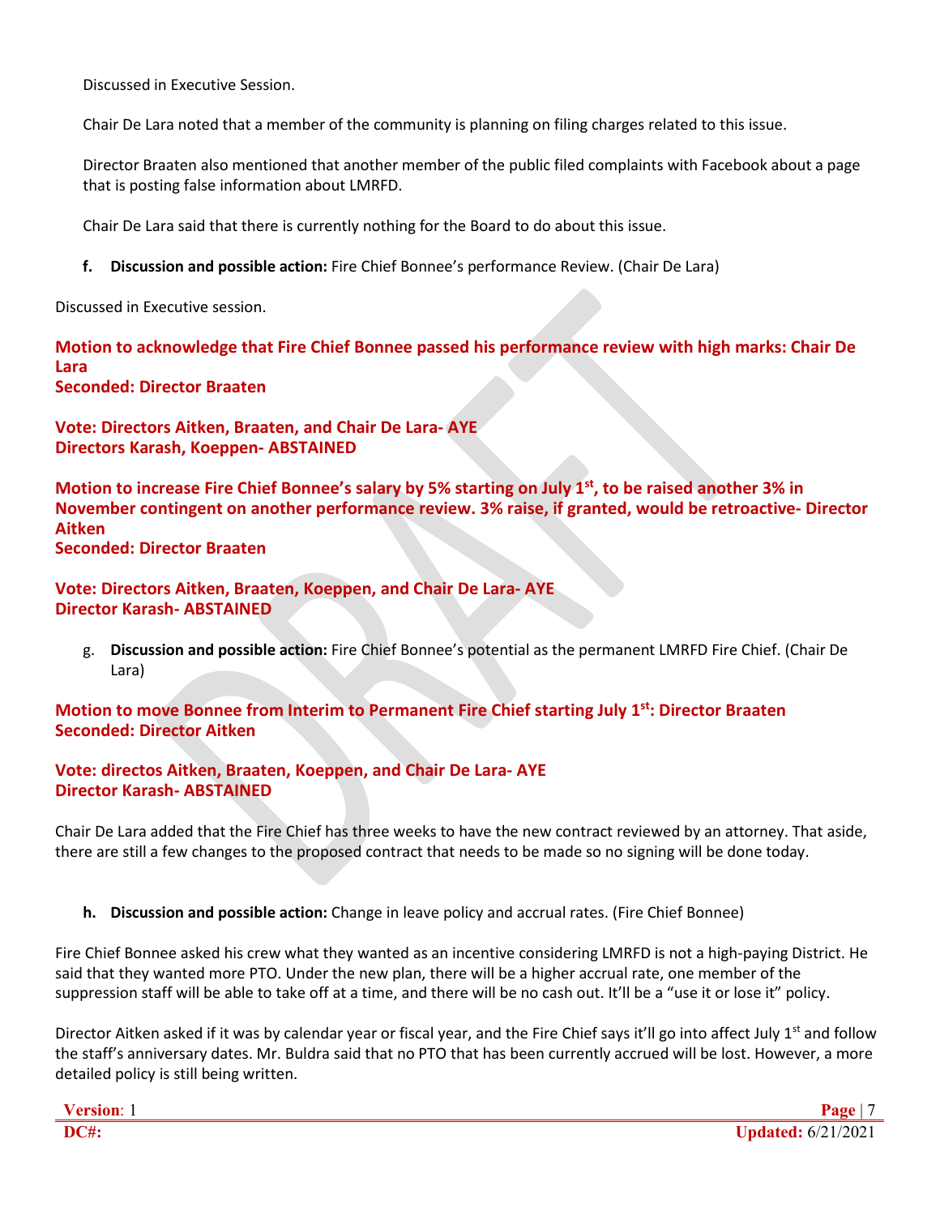Discussed in Executive Session.

Chair De Lara noted that a member of the community is planning on filing charges related to this issue.

Director Braaten also mentioned that another member of the public filed complaints with Facebook about a page that is posting false information about LMRFD.

Chair De Lara said that there is currently nothing for the Board to do about this issue.

**f. Discussion and possible action:** Fire Chief Bonnee's performance Review. (Chair De Lara)

Discussed in Executive session.

**Motion to acknowledge that Fire Chief Bonnee passed his performance review with high marks: Chair De Lara**
**Seconded: Director Braaten**

**Vote: Directors Aitken, Braaten, and Chair De Lara- AYE**
**Directors Karash, Koeppen- ABSTAINED**

**Motion to increase Fire Chief Bonnee's salary by 5% starting on July 1st, to be raised another 3% in November contingent on another performance review. 3% raise, if granted, would be retroactive- Director Aitken**
**Seconded: Director Braaten**

**Vote: Directors Aitken, Braaten, Koeppen, and Chair De Lara- AYE**
**Director Karash- ABSTAINED**

g. **Discussion and possible action:** Fire Chief Bonnee's potential as the permanent LMRFD Fire Chief. (Chair De Lara)

**Motion to move Bonnee from Interim to Permanent Fire Chief starting July 1st: Director Braaten**
**Seconded: Director Aitken**

**Vote: directos Aitken, Braaten, Koeppen, and Chair De Lara- AYE**
**Director Karash- ABSTAINED**

Chair De Lara added that the Fire Chief has three weeks to have the new contract reviewed by an attorney. That aside, there are still a few changes to the proposed contract that needs to be made so no signing will be done today.

**h. Discussion and possible action:** Change in leave policy and accrual rates. (Fire Chief Bonnee)

Fire Chief Bonnee asked his crew what they wanted as an incentive considering LMRFD is not a high-paying District. He said that they wanted more PTO. Under the new plan, there will be a higher accrual rate, one member of the suppression staff will be able to take off at a time, and there will be no cash out. It'll be a "use it or lose it" policy.

Director Aitken asked if it was by calendar year or fiscal year, and the Fire Chief says it'll go into affect July 1st and follow the staff's anniversary dates. Mr. Buldra said that no PTO that has been currently accrued will be lost. However, a more detailed policy is still being written.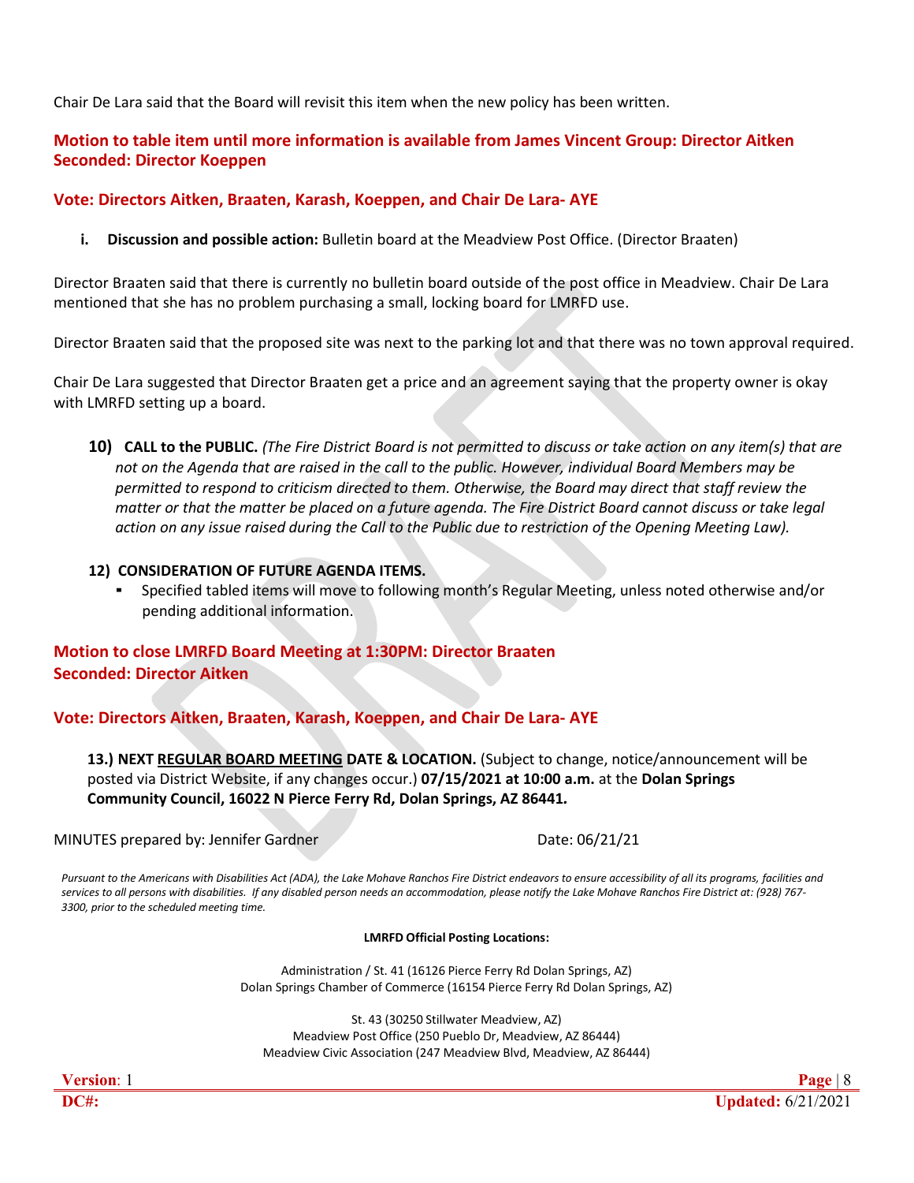Chair De Lara said that the Board will revisit this item when the new policy has been written.

**Motion to table item until more information is available from James Vincent Group: Director Aitken**
**Seconded: Director Koeppen**

**Vote: Directors Aitken, Braaten, Karash, Koeppen, and Chair De Lara- AYE**

i. **Discussion and possible action:** Bulletin board at the Meadview Post Office. (Director Braaten)

Director Braaten said that there is currently no bulletin board outside of the post office in Meadview. Chair De Lara mentioned that she has no problem purchasing a small, locking board for LMRFD use.

Director Braaten said that the proposed site was next to the parking lot and that there was no town approval required.

Chair De Lara suggested that Director Braaten get a price and an agreement saying that the property owner is okay with LMRFD setting up a board.

**10) CALL to the PUBLIC.** *(The Fire District Board is not permitted to discuss or take action on any item(s) that are not on the Agenda that are raised in the call to the public. However, individual Board Members may be permitted to respond to criticism directed to them. Otherwise, the Board may direct that staff review the matter or that the matter be placed on a future agenda. The Fire District Board cannot discuss or take legal action on any issue raised during the Call to the Public due to restriction of the Opening Meeting Law).*

**12) CONSIDERATION OF FUTURE AGENDA ITEMS.**

- Specified tabled items will move to following month's Regular Meeting, unless noted otherwise and/or pending additional information.

**Motion to close LMRFD Board Meeting at 1:30PM: Director Braaten**
**Seconded: Director Aitken**

**Vote: Directors Aitken, Braaten, Karash, Koeppen, and Chair De Lara- AYE**

**13.) NEXT REGULAR BOARD MEETING DATE & LOCATION.** (Subject to change, notice/announcement will be posted via District Website, if any changes occur.) **07/15/2021 at 10:00 a.m.** at the **Dolan Springs Community Council, 16022 N Pierce Ferry Rd, Dolan Springs, AZ 86441.**

MINUTES prepared by: Jennifer Gardner Date: 06/21/21

*Pursuant to the Americans with Disabilities Act (ADA), the Lake Mohave Ranchos Fire District endeavors to ensure accessibility of all its programs, facilities and services to all persons with disabilities. If any disabled person needs an accommodation, please notify the Lake Mohave Ranchos Fire District at: (928) 767-3300, prior to the scheduled meeting time.*

**LMRFD Official Posting Locations:**

Administration / St. 41 (16126 Pierce Ferry Rd Dolan Springs, AZ)
Dolan Springs Chamber of Commerce (16154 Pierce Ferry Rd Dolan Springs, AZ)

St. 43 (30250 Stillwater Meadview, AZ)
Meadview Post Office (250 Pueblo Dr, Meadview, AZ 86444)
Meadview Civic Association (247 Meadview Blvd, Meadview, AZ 86444)

**Version**: 1
**DC#:** **Updated:** 6/21/2021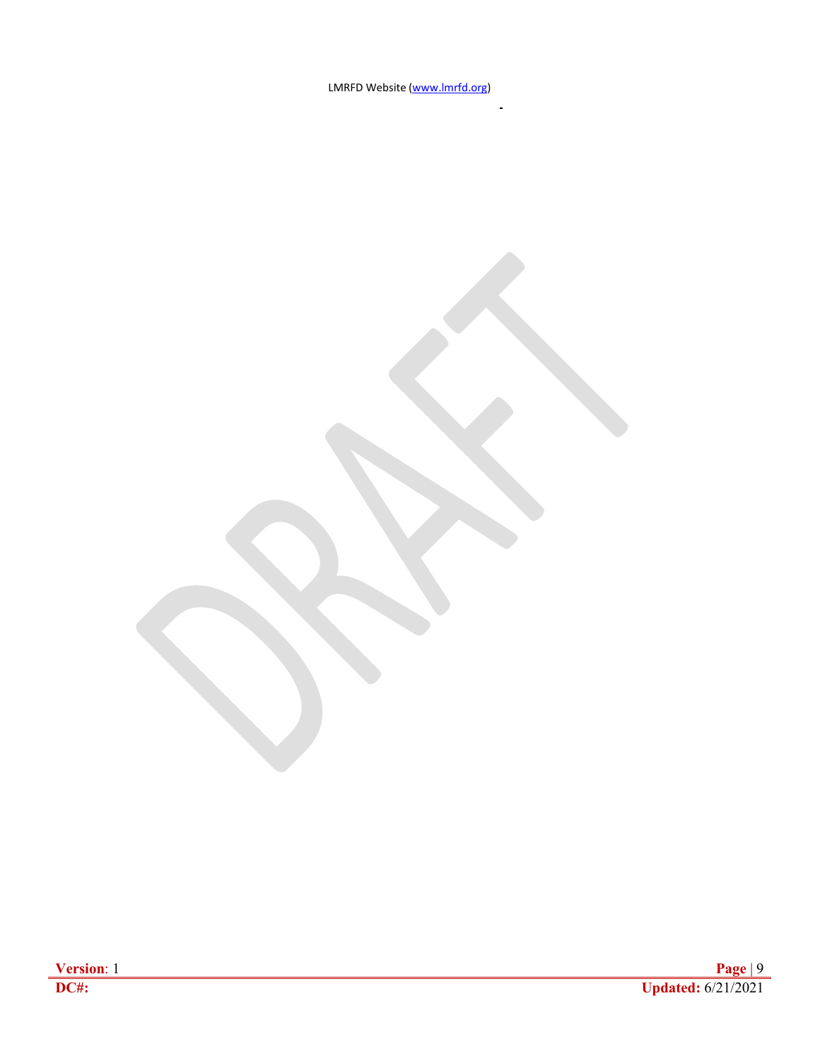LMRFD Website (www.lmrfd.org)